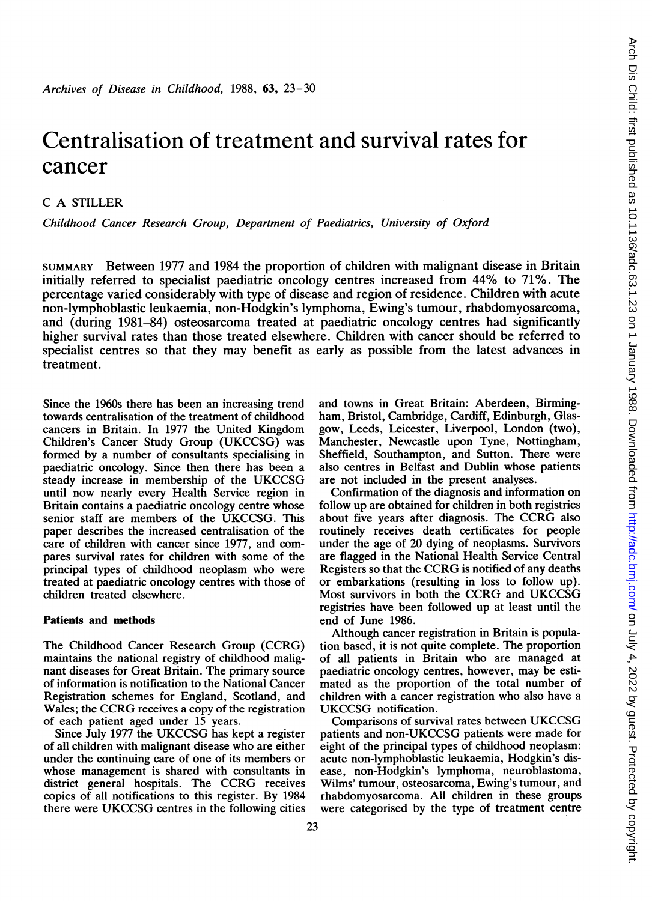# Centralisation of treatment and survival rates for cancer

C A STILLER

*Childhood Cancer Research Group, Department of Paediatrics, University of Oxford*

SUMMARY Between 1977 and 1984 the proportion of children with malignant disease in Britain initially referred to specialist paediatric oncology centres increased from 44% to 71%. The percentage varied considerably with type of disease and region of residence. Children with acute non-lymphoblastic leukaemia, non-Hodgkin's lymphoma, Ewing's tumour, rhabdomyosarcoma, and (during 1981–84) osteosarcoma treated at paediatric oncology centres had significantly higher survival rates than those treated elsewhere. Children with cancer should be referred to specialist centres so that they may benefit as early as possible from the latest advances in treatment.

Since the 1960s there has been an increasing trend towards centralisation of the treatment of childhood cancers in Britain. In 1977 the United Kingdom Children's Cancer Study Group (UKCCSG) was formed by a number of consultants specialising in paediatric oncology. Since then there has been a steady increase in membership of the UKCCSG until now nearly every Health Service region in Britain contains a paediatric oncology centre whose senior staff are members of the UKCCSG. This paper describes the increased centralisation of the care of children with cancer since 1977, and compares survival rates for children with some of the principal types of childhood neoplasm who were treated at paediatric oncology centres with those of children treated elsewhere.

## Patients and methods

The Childhood Cancer Research Group (CCRG) maintains the national registry of childhood malignant diseases for Great Britain. The primary source of information is notification to the National Cancer Registration schemes for England, Scotland, and Wales; the CCRG receives a copy of the registration of each patient aged under 15 years.

Since July 1977 the UKCCSG has kept a register of all children with malignant disease who are either under the continuing care of one of its members or whose management is shared with consultants in district general hospitals. The CCRG receives copies of all notifications to this register. By 1984 there were UKCCSG centres in the following cities and towns in Great Britain: Aberdeen, Birmingham, Bristol, Cambridge, Cardiff, Edinburgh, Glasgow, Leeds, Leicester, Liverpool, London (two), Manchester, Newcastle upon Tyne, Nottingham, Sheffield, Southampton, and Sutton. There were also centres in Belfast and Dublin whose patients are not included in the present analyses.

Confirmation of the diagnosis and information on follow up are obtained for children in both registries about five years after diagnosis. The CCRG also routinely receives death certificates for people under the age of 20 dying of neoplasms. Survivors are flagged in the National Health Service Central Registers so that the CCRG is notified of any deaths or embarkations (resulting in loss to follow up). Most survivors in both the CCRG and UKCCSG registries have been followed up at least until the end of June 1986.

Although cancer registration in Britain is population based, it is not quite complete. The proportion of all patients in Britain who are managed at paediatric oncology centres, however, may be estimated as the proportion of the total number of children with a cancer registration who also have a UKCCSG notification.

Comparisons of survival rates between UKCCSG patients and non-UKCCSG patients were made for eight of the principal types of childhood neoplasm: acute non-lymphoblastic leukaemia, Hodgkin's disease, non-Hodgkin's lymphoma, neuroblastoma, Wilms' tumour, osteosarcoma, Ewing's tumour, and rhabdomyosarcoma. All children in these groups were categorised by the type of treatment centre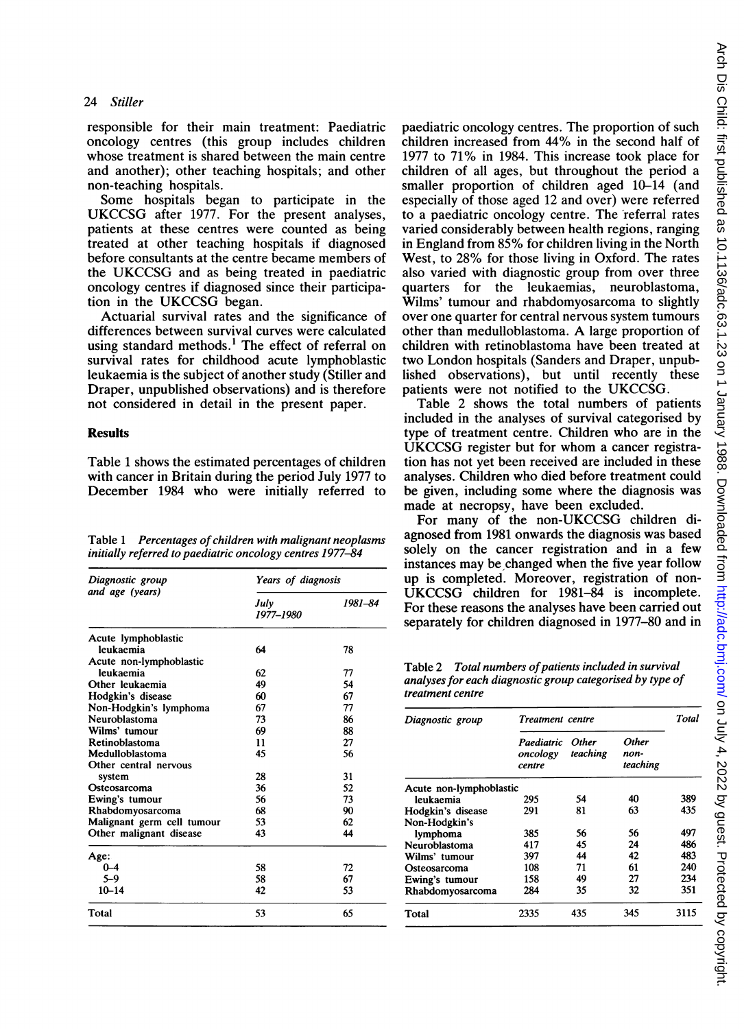responsible for their main treatment: Paediatric oncology centres (this group includes children whose treatment is shared between the main centre and another); other teaching hospitals; and other non-teaching hospitals.

Some hospitals began to participate in the UKCCSG after 1977. For the present analyses, patients at these centres were counted as being treated at other teaching hospitals if diagnosed before consultants at the centre became members of the UKCCSG and as being treated in paediatric oncology centres if diagnosed since their participation in the UKCCSG began.

Actuarial survival rates and the significance of differences between survival curves were calculated using standard methods.[1] The effect of referral on survival rates for childhood acute lymphoblastic leukaemia is the subject of another study (Stiller and Draper, unpublished observations) and is therefore not considered in detail in the present paper.

## Results

Table 1 shows the estimated percentages of children with cancer in Britain during the period July 1977 to December 1984 who were initially referred to paediatric oncology centres. The proportion of such children increased from 44% in the second half of 1977 to 71% in 1984. This increase took place for children of all ages, but throughout the period a smaller proportion of children aged 10–14 (and especially of those aged 12 and over) were referred to a paediatric oncology centre. The referral rates varied considerably between health regions, ranging in England from 85% for children living in the North West, to 28% for those living in Oxford. The rates also varied with diagnostic group from over three quarters for the leukaemias, neuroblastoma, Wilms' tumour and rhabdomyosarcoma to slightly over one quarter for central nervous system tumours other than medulloblastoma. A large proportion of children with retinoblastoma have been treated at two London hospitals (Sanders and Draper, unpublished observations), but until recently these patients were not notified to the UKCCSG.

Table 1 *Percentages of children with malignant neoplasms initially referred to paediatric oncology centres 1977–84*

| Diagnostic group and age (years) | Years of diagnosis | |
|---|---|---|
| | July 1977–1980 | 1981–84 |
| Acute lymphoblastic leukaemia | 64 | 78 |
| Acute non-lymphoblastic leukaemia | 62 | 77 |
| Other leukaemia | 49 | 54 |
| Hodgkin's disease | 60 | 67 |
| Non-Hodgkin's lymphoma | 67 | 77 |
| Neuroblastoma | 73 | 86 |
| Wilms' tumour | 69 | 88 |
| Retinoblastoma | 11 | 27 |
| Medulloblastoma | 45 | 56 |
| Other central nervous system | 28 | 31 |
| Osteosarcoma | 36 | 52 |
| Ewing's tumour | 56 | 73 |
| Rhabdomyosarcoma | 68 | 90 |
| Malignant germ cell tumour | 53 | 62 |
| Other malignant disease | 43 | 44 |
| Age: | | |
| 0–4 | 58 | 72 |
| 5–9 | 58 | 67 |
| 10–14 | 42 | 53 |
| Total | 53 | 65 |

Table 2 shows the total numbers of patients included in the analyses of survival categorised by type of treatment centre. Children who are in the UKCCSG register but for whom a cancer registration has not yet been received are included in these analyses. Children who died before treatment could be given, including some where the diagnosis was made at necropsy, have been excluded.

For many of the non-UKCCSG children diagnosed from 1981 onwards the diagnosis was based solely on the cancer registration and in a few instances may be changed when the five year follow up is completed. Moreover, registration of non-UKCCSG children for 1981–84 is incomplete. For these reasons the analyses have been carried out separately for children diagnosed in 1977–80 and in

Table 2 *Total numbers of patients included in survival analyses for each diagnostic group categorised by type of treatment centre*

| Diagnostic group | Treatment centre | | | Total |
|---|---|---|---|---|
| | Paediatric oncology centre | Other teaching | Other non-teaching | |
| Acute non-lymphoblastic leukaemia | 295 | 54 | 40 | 389 |
| Hodgkin's disease | 291 | 81 | 63 | 435 |
| Non-Hodgkin's lymphoma | 385 | 56 | 56 | 497 |
| Neuroblastoma | 417 | 45 | 24 | 486 |
| Wilms' tumour | 397 | 44 | 42 | 483 |
| Osteosarcoma | 108 | 71 | 61 | 240 |
| Ewing's tumour | 158 | 49 | 27 | 234 |
| Rhabdomyosarcoma | 284 | 35 | 32 | 351 |
| Total | 2335 | 435 | 345 | 3115 |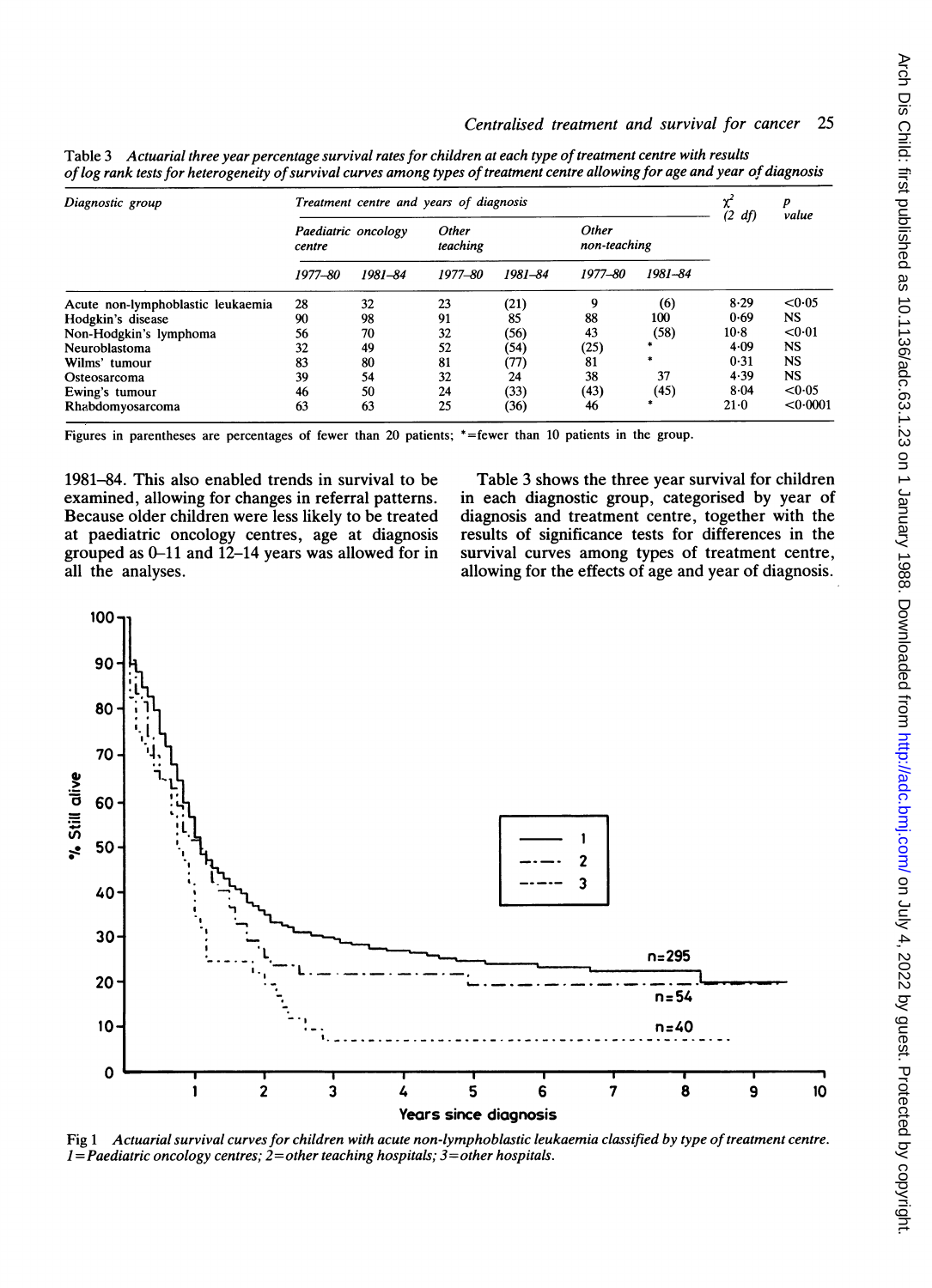Table 3 *Actuarial three year percentage survival rates for children at each type of treatment centre with results of log rank tests for heterogeneity of survival curves among types of treatment centre allowing for age and year of diagnosis*

| Diagnostic group | Treatment centre and years of diagnosis | | | | | | $\chi^2$ (2 df) | p value |
|---|---|---|---|---|---|---|---|---|
| | Paediatric oncology centre | | Other teaching | | Other non-teaching | | | |
| | 1977–80 | 1981–84 | 1977–80 | 1981–84 | 1977–80 | 1981–84 | | |
| Acute non-lymphoblastic leukaemia | 28 | 32 | 23 | (21) | 9 | (6) | 8·29 | <0·05 |
| Hodgkin's disease | 90 | 98 | 91 | 85 | 88 | 100 | 0·69 | NS |
| Non-Hodgkin's lymphoma | 56 | 70 | 32 | (56) | 43 | (58) | 10·8 | <0·01 |
| Neuroblastoma | 32 | 49 | 52 | (54) | (25) | * | 4·09 | NS |
| Wilms' tumour | 83 | 80 | 81 | (77) | 81 | * | 0·31 | NS |
| Osteosarcoma | 39 | 54 | 32 | 24 | 38 | 37 | 4·39 | NS |
| Ewing's tumour | 46 | 50 | 24 | (33) | (43) | (45) | 8·04 | <0·05 |
| Rhabdomyosarcoma | 63 | 63 | 25 | (36) | 46 | * | 21·0 | <0·0001 |

Figures in parentheses are percentages of fewer than 20 patients; *=fewer than 10 patients in the group.

1981–84. This also enabled trends in survival to be examined, allowing for changes in referral patterns. Because older children were less likely to be treated at paediatric oncology centres, age at diagnosis grouped as 0–11 and 12–14 years was allowed for in all the analyses.

Table 3 shows the three year survival for children in each diagnostic group, categorised by year of diagnosis and treatment centre, together with the results of significance tests for differences in the survival curves among types of treatment centre, allowing for the effects of age and year of diagnosis.

Fig 1 *Actuarial survival curves for children with acute non-lymphoblastic leukaemia classified by type of treatment centre. 1=Paediatric oncology centres; 2=other teaching hospitals; 3=other hospitals.*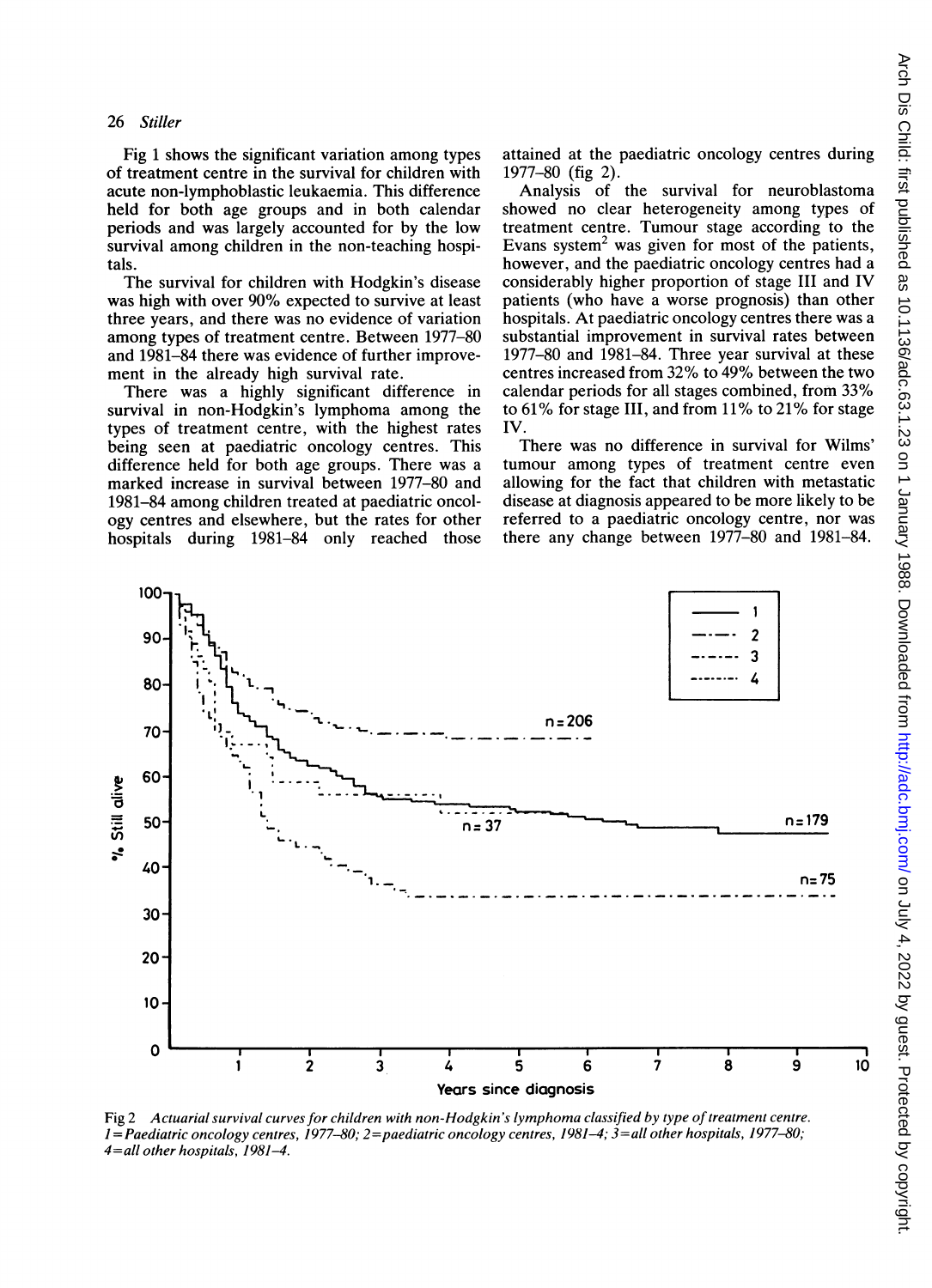Fig 1 shows the significant variation among types of treatment centre in the survival for children with acute non-lymphoblastic leukaemia. This difference held for both age groups and in both calendar periods and was largely accounted for by the low survival among children in the non-teaching hospitals.

The survival for children with Hodgkin's disease was high with over 90% expected to survive at least three years, and there was no evidence of variation among types of treatment centre. Between 1977–80 and 1981–84 there was evidence of further improvement in the already high survival rate.

There was a highly significant difference in survival in non-Hodgkin's lymphoma among the types of treatment centre, with the highest rates being seen at paediatric oncology centres. This difference held for both age groups. There was a marked increase in survival between 1977–80 and 1981–84 among children treated at paediatric oncology centres and elsewhere, but the rates for other hospitals during 1981–84 only reached those attained at the paediatric oncology centres during 1977–80 (fig 2).

Analysis of the survival for neuroblastoma showed no clear heterogeneity among types of treatment centre. Tumour stage according to the Evans system[2] was given for most of the patients, however, and the paediatric oncology centres had a considerably higher proportion of stage III and IV patients (who have a worse prognosis) than other hospitals. At paediatric oncology centres there was a substantial improvement in survival rates between 1977–80 and 1981–84. Three year survival at these centres increased from 32% to 49% between the two calendar periods for all stages combined, from 33% to 61% for stage III, and from 11% to 21% for stage IV.

There was no difference in survival for Wilms' tumour among types of treatment centre even allowing for the fact that children with metastatic disease at diagnosis appeared to be more likely to be referred to a paediatric oncology centre, nor was there any change between 1977–80 and 1981–84.

Fig 2 *Actuarial survival curves for children with non-Hodgkin's lymphoma classified by type of treatment centre. 1=Paediatric oncology centres, 1977–80; 2=paediatric oncology centres, 1981–4; 3=all other hospitals, 1977–80; 4=all other hospitals, 1981–4.*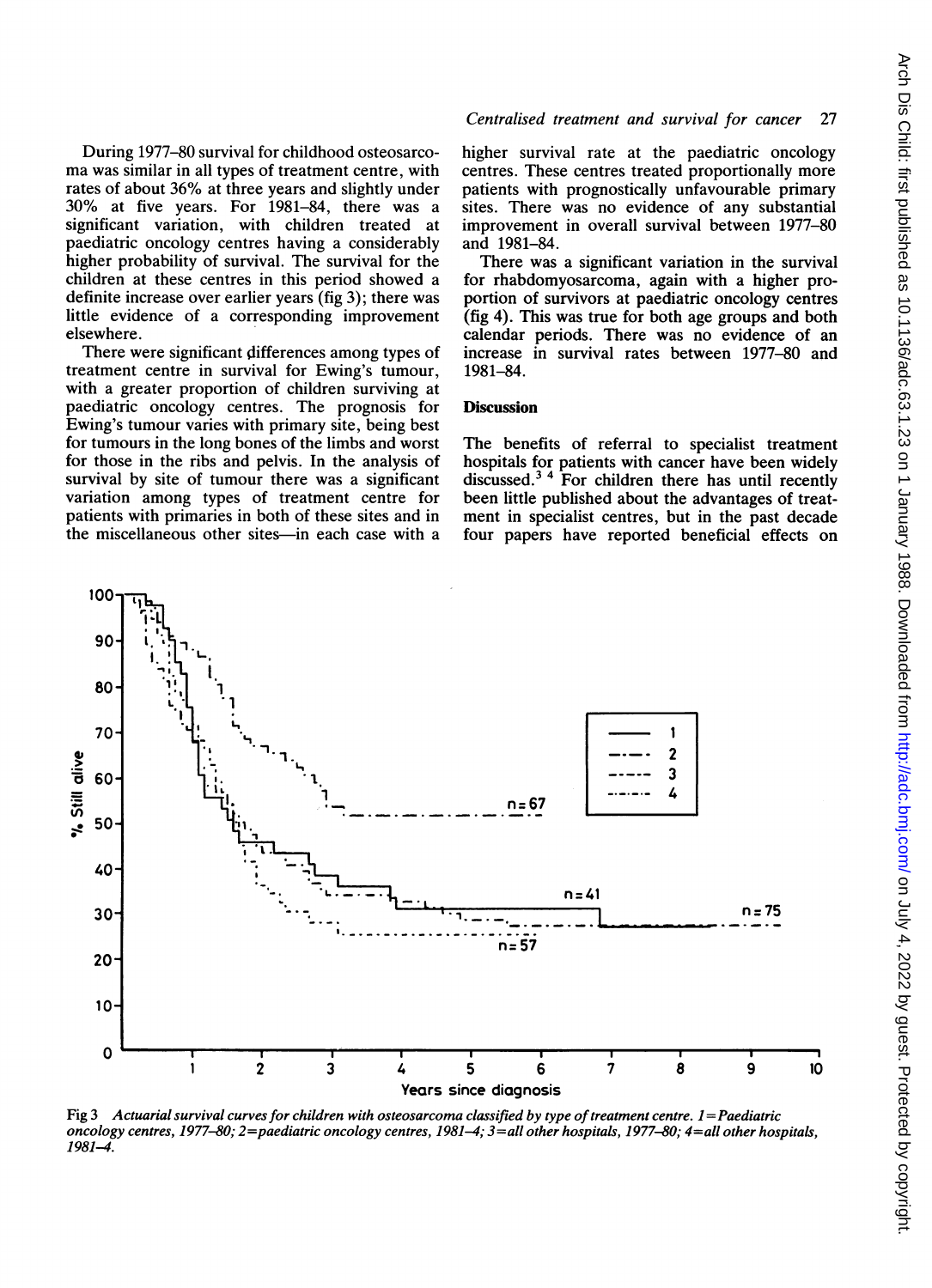During 1977–80 survival for childhood osteosarcoma was similar in all types of treatment centre, with rates of about 36% at three years and slightly under 30% at five years. For 1981–84, there was a significant variation, with children treated at paediatric oncology centres having a considerably higher probability of survival. The survival for the children at these centres in this period showed a definite increase over earlier years (fig 3); there was little evidence of a corresponding improvement elsewhere.

There were significant differences among types of treatment centre in survival for Ewing's tumour, with a greater proportion of children surviving at paediatric oncology centres. The prognosis for Ewing's tumour varies with primary site, being best for tumours in the long bones of the limbs and worst for those in the ribs and pelvis. In the analysis of survival by site of tumour there was a significant variation among types of treatment centre for patients with primaries in both of these sites and in the miscellaneous other sites—in each case with a higher survival rate at the paediatric oncology centres. These centres treated proportionally more patients with prognostically unfavourable primary sites. There was no evidence of any substantial improvement in overall survival between 1977–80 and 1981–84.

There was a significant variation in the survival for rhabdomyosarcoma, again with a higher proportion of survivors at paediatric oncology centres (fig 4). This was true for both age groups and both calendar periods. There was no evidence of an increase in survival rates between 1977–80 and 1981–84.

## Discussion

The benefits of referral to specialist treatment hospitals for patients with cancer have been widely discussed.[3 4] For children there has until recently been little published about the advantages of treatment in specialist centres, but in the past decade four papers have reported beneficial effects on

Fig 3 *Actuarial survival curves for children with osteosarcoma classified by type of treatment centre. 1=Paediatric oncology centres, 1977–80; 2=paediatric oncology centres, 1981–4; 3=all other hospitals, 1977–80; 4=all other hospitals, 1981–4.*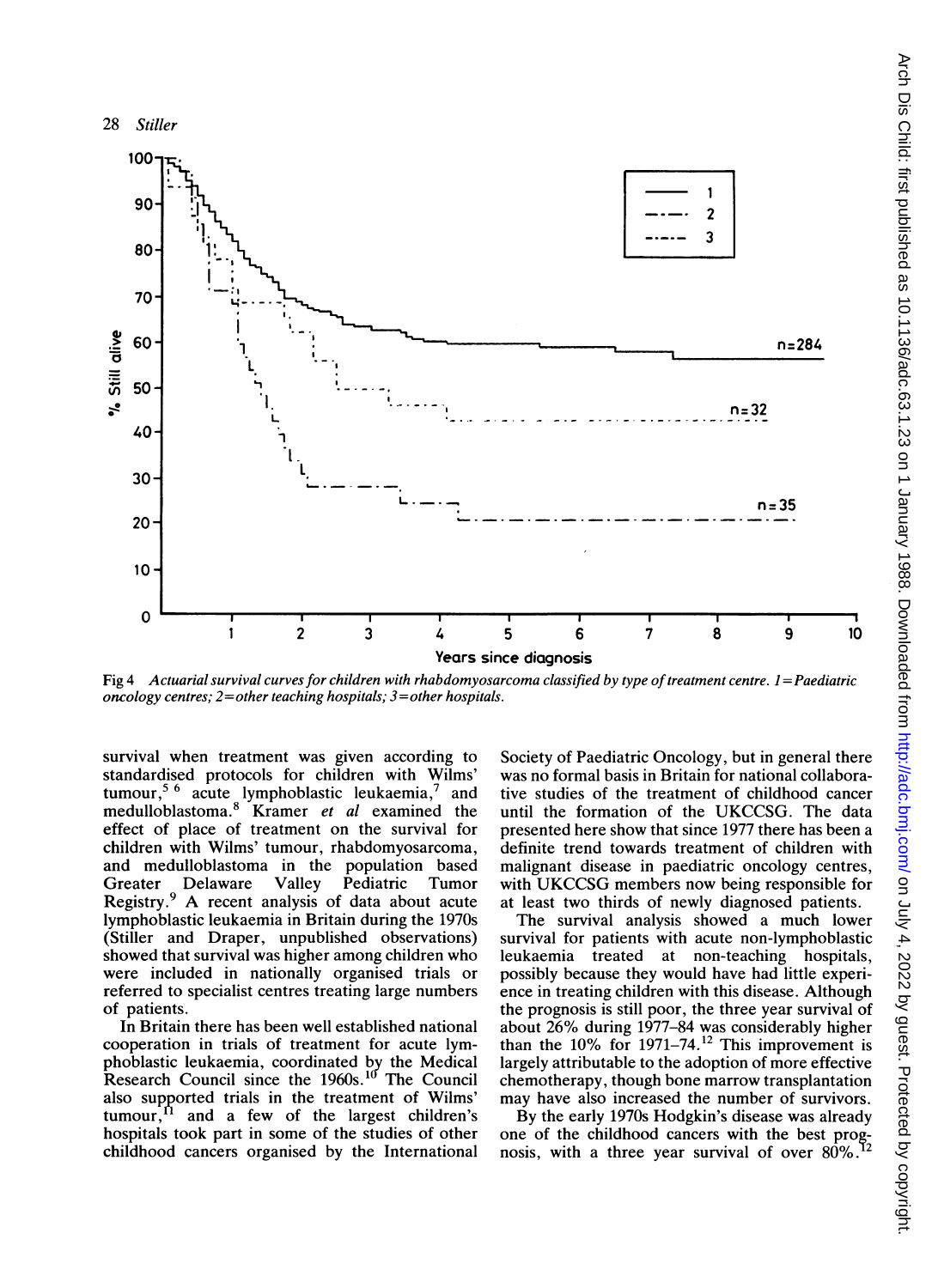Fig 4 *Actuarial survival curves for children with rhabdomyosarcoma classified by type of treatment centre. 1=Paediatric oncology centres; 2=other teaching hospitals; 3=other hospitals.*

survival when treatment was given according to standardised protocols for children with Wilms' tumour,[5 6] acute lymphoblastic leukaemia,[7] and medulloblastoma.[8] Kramer *et al* examined the effect of place of treatment on the survival for children with Wilms' tumour, rhabdomyosarcoma, and medulloblastoma in the population based Greater Delaware Valley Pediatric Tumor Registry.[9] A recent analysis of data about acute lymphoblastic leukaemia in Britain during the 1970s (Stiller and Draper, unpublished observations) showed that survival was higher among children who were included in nationally organised trials or referred to specialist centres treating large numbers of patients.

In Britain there has been well established national cooperation in trials of treatment for acute lymphoblastic leukaemia, coordinated by the Medical Research Council since the 1960s.[10] The Council also supported trials in the treatment of Wilms' tumour,[11] and a few of the largest children's hospitals took part in some of the studies of other childhood cancers organised by the International Society of Paediatric Oncology, but in general there was no formal basis in Britain for national collaborative studies of the treatment of childhood cancer until the formation of the UKCCSG. The data presented here show that since 1977 there has been a definite trend towards treatment of children with malignant disease in paediatric oncology centres, with UKCCSG members now being responsible for at least two thirds of newly diagnosed patients.

The survival analysis showed a much lower survival for patients with acute non-lymphoblastic leukaemia treated at non-teaching hospitals, possibly because they would have had little experience in treating children with this disease. Although the prognosis is still poor, the three year survival of about 26% during 1977–84 was considerably higher than the 10% for 1971–74.[12] This improvement is largely attributable to the adoption of more effective chemotherapy, though bone marrow transplantation may have also increased the number of survivors.

By the early 1970s Hodgkin's disease was already one of the childhood cancers with the best prognosis, with a three year survival of over 80%.[12]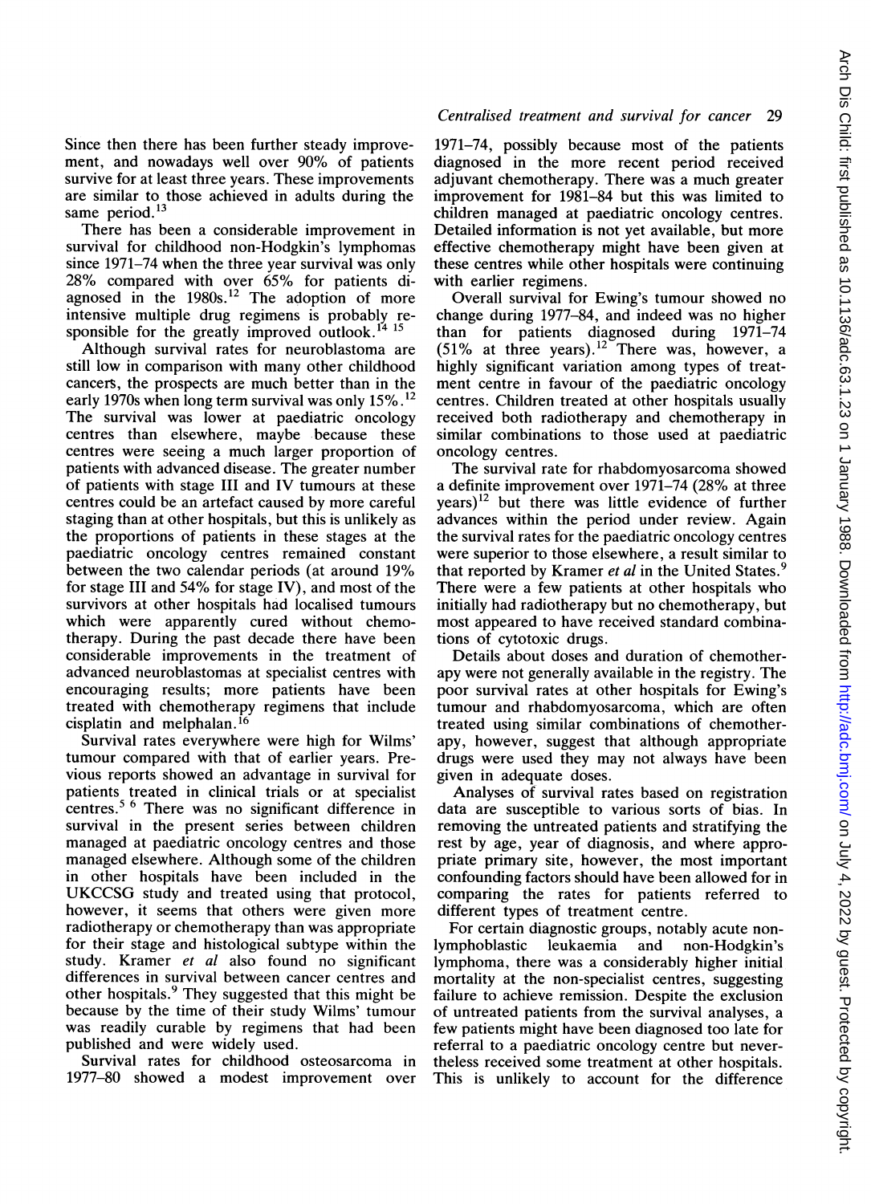Since then there has been further steady improvement, and nowadays well over 90% of patients survive for at least three years. These improvements are similar to those achieved in adults during the same period.[13]

There has been a considerable improvement in survival for childhood non-Hodgkin's lymphomas since 1971–74 when the three year survival was only 28% compared with over 65% for patients diagnosed in the 1980s.[12] The adoption of more intensive multiple drug regimens is probably responsible for the greatly improved outlook.[14 15]

Although survival rates for neuroblastoma are still low in comparison with many other childhood cancers, the prospects are much better than in the early 1970s when long term survival was only 15%.[12] The survival was lower at paediatric oncology centres than elsewhere, maybe because these centres were seeing a much larger proportion of patients with advanced disease. The greater number of patients with stage III and IV tumours at these centres could be an artefact caused by more careful staging than at other hospitals, but this is unlikely as the proportions of patients in these stages at the paediatric oncology centres remained constant between the two calendar periods (at around 19% for stage III and 54% for stage IV), and most of the survivors at other hospitals had localised tumours which were apparently cured without chemotherapy. During the past decade there have been considerable improvements in the treatment of advanced neuroblastomas at specialist centres with encouraging results; more patients have been treated with chemotherapy regimens that include cisplatin and melphalan.[16]

Survival rates everywhere were high for Wilms' tumour compared with that of earlier years. Previous reports showed an advantage in survival for patients treated in clinical trials or at specialist centres.[5 6] There was no significant difference in survival in the present series between children managed at paediatric oncology centres and those managed elsewhere. Although some of the children in other hospitals have been included in the UKCCSG study and treated using that protocol, however, it seems that others were given more radiotherapy or chemotherapy than was appropriate for their stage and histological subtype within the study. Kramer *et al* also found no significant differences in survival between cancer centres and other hospitals.[9] They suggested that this might be because by the time of their study Wilms' tumour was readily curable by regimens that had been published and were widely used.

Survival rates for childhood osteosarcoma in 1977–80 showed a modest improvement over 1971–74, possibly because most of the patients diagnosed in the more recent period received adjuvant chemotherapy. There was a much greater improvement for 1981–84 but this was limited to children managed at paediatric oncology centres. Detailed information is not yet available, but more effective chemotherapy might have been given at these centres while other hospitals were continuing with earlier regimens.

Overall survival for Ewing's tumour showed no change during 1977–84, and indeed was no higher than for patients diagnosed during 1971–74 (51% at three years).[12] There was, however, a highly significant variation among types of treatment centre in favour of the paediatric oncology centres. Children treated at other hospitals usually received both radiotherapy and chemotherapy in similar combinations to those used at paediatric oncology centres.

The survival rate for rhabdomyosarcoma showed a definite improvement over 1971–74 (28% at three years)[12] but there was little evidence of further advances within the period under review. Again the survival rates for the paediatric oncology centres were superior to those elsewhere, a result similar to that reported by Kramer *et al* in the United States.[9] There were a few patients at other hospitals who initially had radiotherapy but no chemotherapy, but most appeared to have received standard combinations of cytotoxic drugs.

Details about doses and duration of chemotherapy were not generally available in the registry. The poor survival rates at other hospitals for Ewing's tumour and rhabdomyosarcoma, which are often treated using similar combinations of chemotherapy, however, suggest that although appropriate drugs were used they may not always have been given in adequate doses.

Analyses of survival rates based on registration data are susceptible to various sorts of bias. In removing the untreated patients and stratifying the rest by age, year of diagnosis, and where appropriate primary site, however, the most important confounding factors should have been allowed for in comparing the rates for patients referred to different types of treatment centre.

For certain diagnostic groups, notably acute non-lymphoblastic leukaemia and non-Hodgkin's lymphoma, there was a considerably higher initial mortality at the non-specialist centres, suggesting failure to achieve remission. Despite the exclusion of untreated patients from the survival analyses, a few patients might have been diagnosed too late for referral to a paediatric oncology centre but nevertheless received some treatment at other hospitals. This is unlikely to account for the difference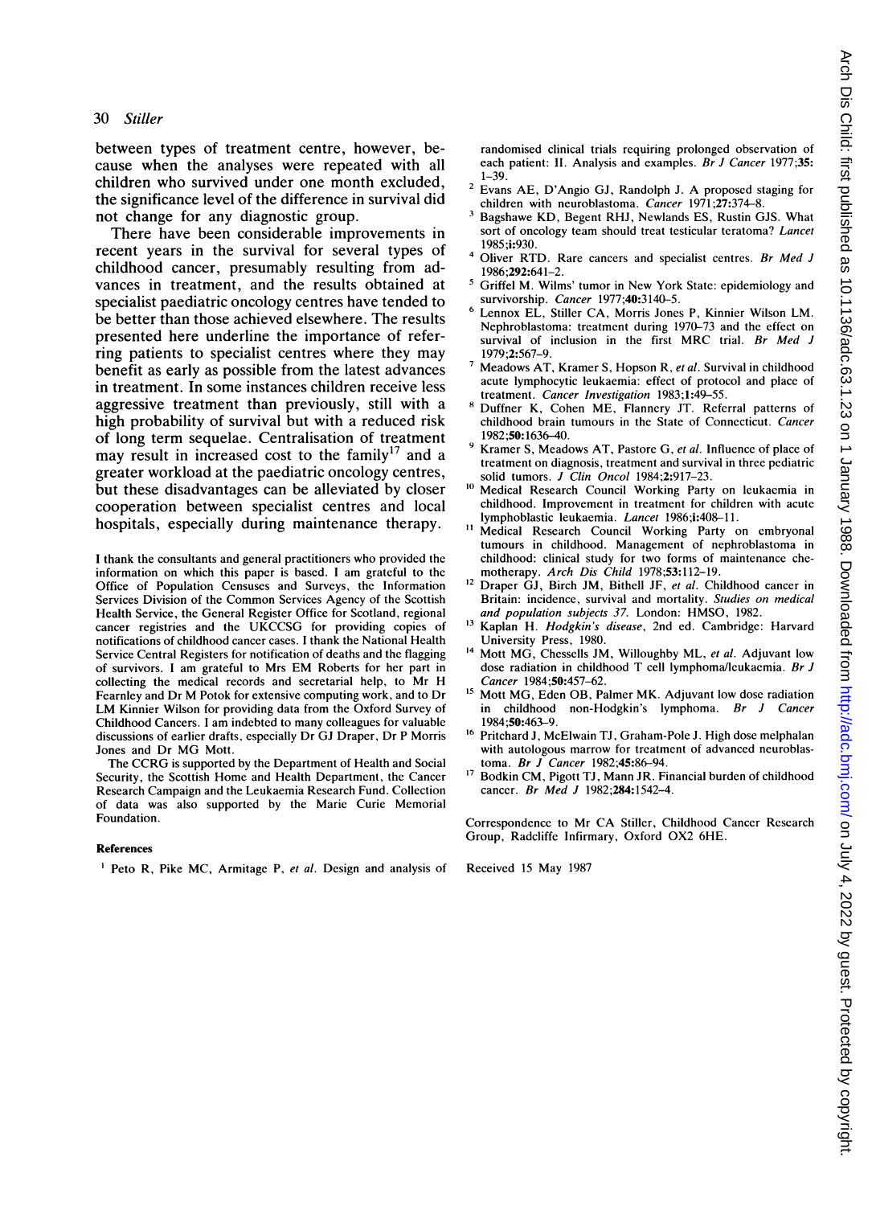between types of treatment centre, however, because when the analyses were repeated with all children who survived under one month excluded, the significance level of the difference in survival did not change for any diagnostic group.

There have been considerable improvements in recent years in the survival for several types of childhood cancer, presumably resulting from advances in treatment, and the results obtained at specialist paediatric oncology centres have tended to be better than those achieved elsewhere. The results presented here underline the importance of referring patients to specialist centres where they may benefit as early as possible from the latest advances in treatment. In some instances children receive less aggressive treatment than previously, still with a high probability of survival but with a reduced risk of long term sequelae. Centralisation of treatment may result in increased cost to the family[17] and a greater workload at the paediatric oncology centres, but these disadvantages can be alleviated by closer cooperation between specialist centres and local hospitals, especially during maintenance therapy.

I thank the consultants and general practitioners who provided the information on which this paper is based. I am grateful to the Office of Population Censuses and Surveys, the Information Services Division of the Common Services Agency of the Scottish Health Service, the General Register Office for Scotland, regional cancer registries and the UKCCSG for providing copies of notifications of childhood cancer cases. I thank the National Health Service Central Registers for notification of deaths and the flagging of survivors. I am grateful to Mrs EM Roberts for her part in collecting the medical records and secretarial help, to Mr H Fearnley and Dr M Potok for extensive computing work, and to Dr LM Kinnier Wilson for providing data from the Oxford Survey of Childhood Cancers. I am indebted to many colleagues for valuable discussions of earlier drafts, especially Dr GJ Draper, Dr P Morris Jones and Dr MG Mott.

The CCRG is supported by the Department of Health and Social Security, the Scottish Home and Health Department, the Cancer Research Campaign and the Leukaemia Research Fund. Collection of data was also supported by the Marie Curie Memorial Foundation.

## References

1. Peto R, Pike MC, Armitage P, *et al*. Design and analysis of randomised clinical trials requiring prolonged observation of each patient: II. Analysis and examples. *Br J Cancer* 1977;**35**:1–39.
2. Evans AE, D'Angio GJ, Randolph J. A proposed staging for children with neuroblastoma. *Cancer* 1971;**27**:374–8.
3. Bagshawe KD, Begent RHJ, Newlands ES, Rustin GJS. What sort of oncology team should treat testicular teratoma? *Lancet* 1985;**i**:930.
4. Oliver RTD. Rare cancers and specialist centres. *Br Med J* 1986;**292**:641–2.
5. Griffel M. Wilms' tumor in New York State: epidemiology and survivorship. *Cancer* 1977;**40**:3140–5.
6. Lennox EL, Stiller CA, Morris Jones P, Kinnier Wilson LM. Nephroblastoma: treatment during 1970–73 and the effect on survival of inclusion in the first MRC trial. *Br Med J* 1979;**2**:567–9.
7. Meadows AT, Kramer S, Hopson R, *et al*. Survival in childhood acute lymphocytic leukaemia: effect of protocol and place of treatment. *Cancer Investigation* 1983;**1**:49–55.
8. Duffner K, Cohen ME, Flannery JT. Referral patterns of childhood brain tumours in the State of Connecticut. *Cancer* 1982;**50**:1636–40.
9. Kramer S, Meadows AT, Pastore G, *et al*. Influence of place of treatment on diagnosis, treatment and survival in three pediatric solid tumors. *J Clin Oncol* 1984;**2**:917–23.
10. Medical Research Council Working Party on leukaemia in childhood. Improvement in treatment for children with acute lymphoblastic leukaemia. *Lancet* 1986;**i**:408–11.
11. Medical Research Council Working Party on embryonal tumours in childhood. Management of nephroblastoma in childhood: clinical study for two forms of maintenance chemotherapy. *Arch Dis Child* 1978;**53**:112–19.
12. Draper GJ, Birch JM, Bithell JF, *et al*. Childhood cancer in Britain: incidence, survival and mortality. *Studies on medical and population subjects 37*. London: HMSO, 1982.
13. Kaplan H. *Hodgkin's disease*, 2nd ed. Cambridge: Harvard University Press, 1980.
14. Mott MG, Chessells JM, Willoughby ML, *et al*. Adjuvant low dose radiation in childhood T cell lymphoma/leukaemia. *Br J Cancer* 1984;**50**:457–62.
15. Mott MG, Eden OB, Palmer MK. Adjuvant low dose radiation in childhood non-Hodgkin's lymphoma. *Br J Cancer* 1984;**50**:463–9.
16. Pritchard J, McElwain TJ, Graham-Pole J. High dose melphalan with autologous marrow for treatment of advanced neuroblastoma. *Br J Cancer* 1982;**45**:86–94.
17. Bodkin CM, Pigott TJ, Mann JR. Financial burden of childhood cancer. *Br Med J* 1982;**284**:1542–4.

Correspondence to Mr CA Stiller, Childhood Cancer Research Group, Radcliffe Infirmary, Oxford OX2 6HE.

Received 15 May 1987